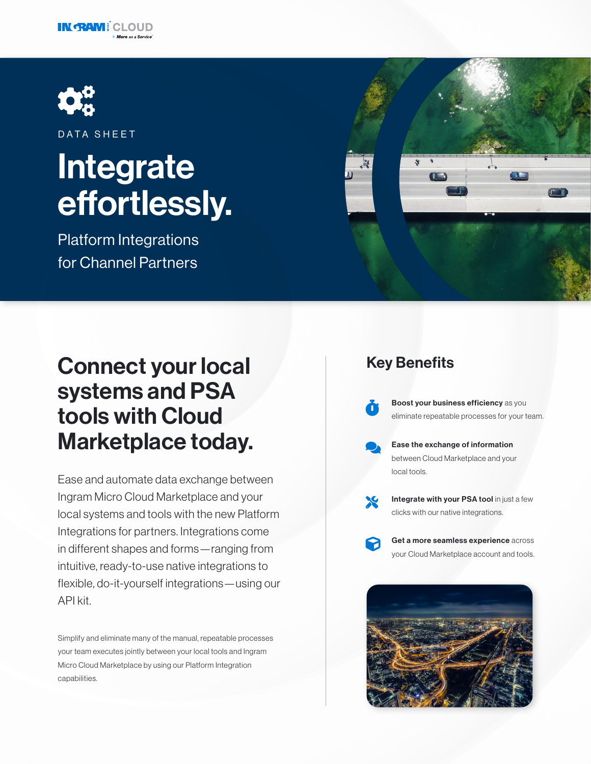DATA SHEET

# Integrate effortlessly.

Platform Integrations for Channel Partners

## Connect your local systems and PSA tools with Cloud Marketplace today.

Ease and automate data exchange between Ingram Micro Cloud Marketplace and your local systems and tools with the new Platform Integrations for partners. Integrations come in different shapes and forms—ranging from intuitive, ready-to-use native integrations to flexible, do-it-yourself integrations—using our API kit.

Simplify and eliminate many of the manual, repeatable processes your team executes jointly between your local tools and Ingram Micro Cloud Marketplace by using our Platform Integration capabilities.

## Key Benefits

- **Boost your business efficiency** as you eliminate repeatable processes for your team.
- **Ease the exchange of information** between Cloud Marketplace and your local tools.
- **Integrate with your PSA tool** in just a few clicks with our native integrations.
- **Get a more seamless experience** across your Cloud Marketplace account and tools.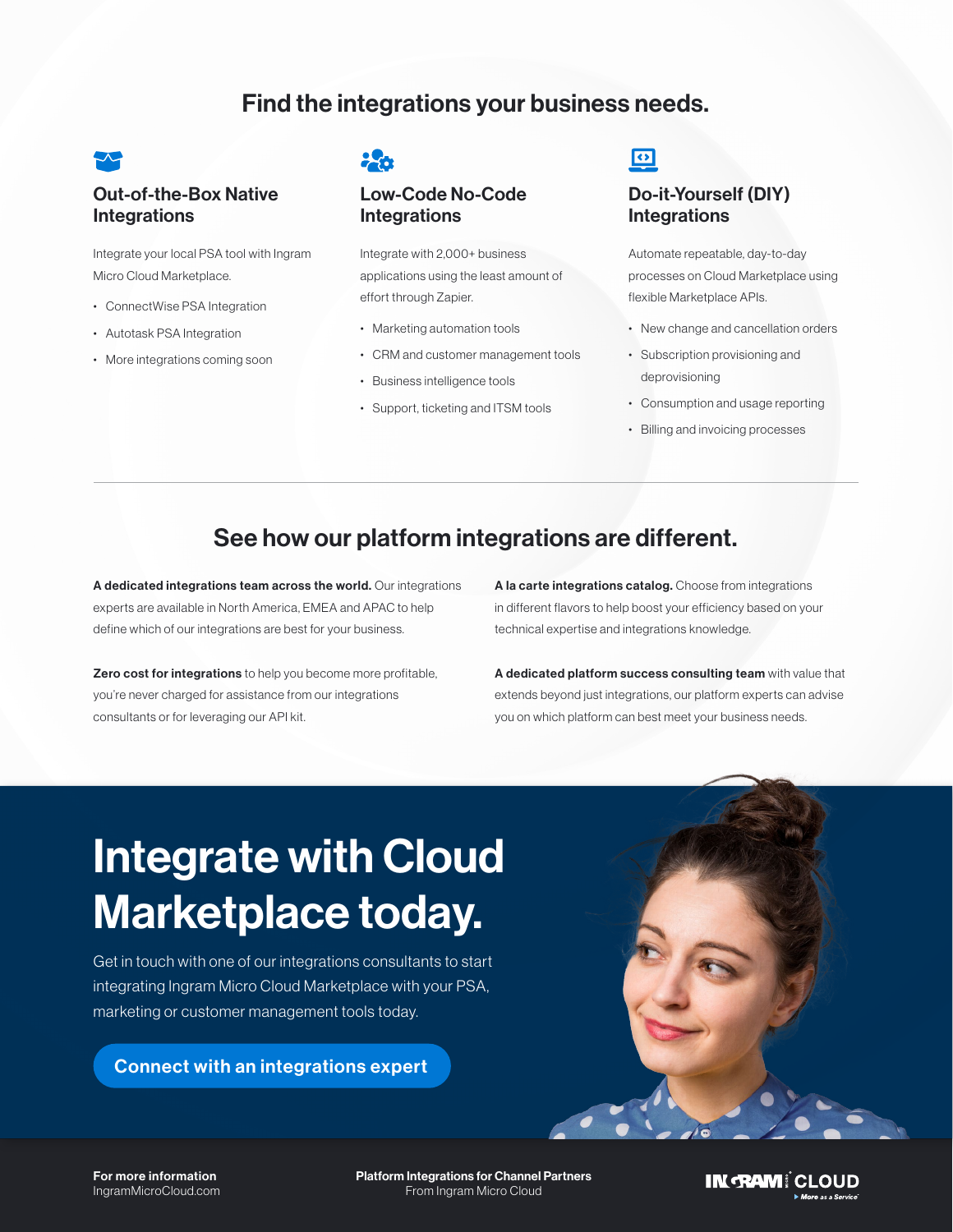## Find the integrations your business needs.

### Out-of-the-Box Native Integrations

Integrate your local PSA tool with Ingram Micro Cloud Marketplace.

- ConnectWise PSA Integration
- Autotask PSA Integration
- More integrations coming soon

### Low-Code No-Code Integrations

Integrate with 2,000+ business applications using the least amount of effort through Zapier.

- Marketing automation tools
- CRM and customer management tools
- Business intelligence tools
- Support, ticketing and ITSM tools

### Do-it-Yourself (DIY) Integrations

Automate repeatable, day-to-day processes on Cloud Marketplace using flexible Marketplace APIs.

- New change and cancellation orders
- Subscription provisioning and deprovisioning
- Consumption and usage reporting
- Billing and invoicing processes

---

## See how our platform integrations are different.

**A dedicated integrations team across the world.** Our integrations experts are available in North America, EMEA and APAC to help define which of our integrations are best for your business.

**Zero cost for integrations** to help you become more profitable, you're never charged for assistance from our integrations consultants or for leveraging our API kit.

**A la carte integrations catalog.** Choose from integrations in different flavors to help boost your efficiency based on your technical expertise and integrations knowledge.

**A dedicated platform success consulting team** with value that extends beyond just integrations, our platform experts can advise you on which platform can best meet your business needs.

# Integrate with Cloud Marketplace today.

Get in touch with one of our integrations consultants to start integrating Ingram Micro Cloud Marketplace with your PSA, marketing or customer management tools today.

**Connect with an integrations expert**

**For more information**
IngramMicroCloud.com

**Platform Integrations for Channel Partners**
From Ingram Micro Cloud

INGRAM CLOUD
More as a Service